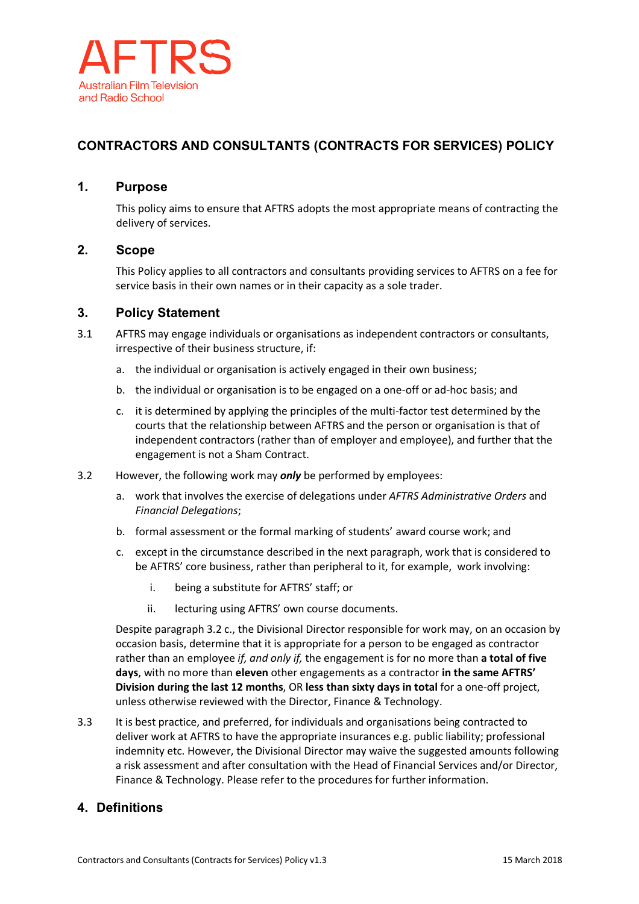AFTRS

Australian Film Television and Radio School

# CONTRACTORS AND CONSULTANTS (CONTRACTS FOR SERVICES) POLICY

## 1. Purpose

This policy aims to ensure that AFTRS adopts the most appropriate means of contracting the delivery of services.

## 2. Scope

This Policy applies to all contractors and consultants providing services to AFTRS on a fee for service basis in their own names or in their capacity as a sole trader.

## 3. Policy Statement

3.1 AFTRS may engage individuals or organisations as independent contractors or consultants, irrespective of their business structure, if:

a. the individual or organisation is actively engaged in their own business;

b. the individual or organisation is to be engaged on a one-off or ad-hoc basis; and

c. it is determined by applying the principles of the multi-factor test determined by the courts that the relationship between AFTRS and the person or organisation is that of independent contractors (rather than of employer and employee), and further that the engagement is not a Sham Contract.

3.2 However, the following work may ***only*** be performed by employees:

a. work that involves the exercise of delegations under *AFTRS Administrative Orders* and *Financial Delegations*;

b. formal assessment or the formal marking of students' award course work; and

c. except in the circumstance described in the next paragraph, work that is considered to be AFTRS' core business, rather than peripheral to it, for example, work involving:

i. being a substitute for AFTRS' staff; or

ii. lecturing using AFTRS' own course documents.

Despite paragraph 3.2 c., the Divisional Director responsible for work may, on an occasion by occasion basis, determine that it is appropriate for a person to be engaged as contractor rather than an employee *if, and only if,* the engagement is for no more than **a total of five days**, with no more than **eleven** other engagements as a contractor **in the same AFTRS' Division during the last 12 months**, OR **less than sixty days in total** for a one-off project, unless otherwise reviewed with the Director, Finance & Technology.

3.3 It is best practice, and preferred, for individuals and organisations being contracted to deliver work at AFTRS to have the appropriate insurances e.g. public liability; professional indemnity etc. However, the Divisional Director may waive the suggested amounts following a risk assessment and after consultation with the Head of Financial Services and/or Director, Finance & Technology. Please refer to the procedures for further information.

## 4. Definitions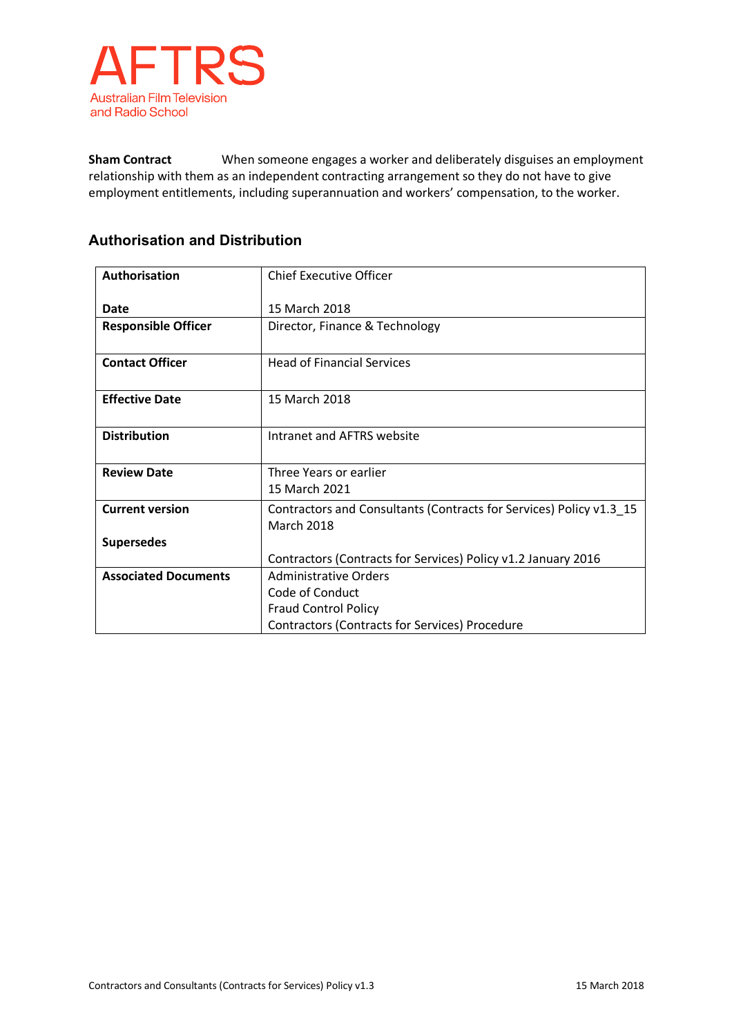**Sham Contract** When someone engages a worker and deliberately disguises an employment relationship with them as an independent contracting arrangement so they do not have to give employment entitlements, including superannuation and workers' compensation, to the worker.

## Authorisation and Distribution

| | |
|---|---|
| **Authorisation**<br><br>**Date** | Chief Executive Officer<br><br>15 March 2018 |
| **Responsible Officer** | Director, Finance & Technology |
| **Contact Officer** | Head of Financial Services |
| **Effective Date** | 15 March 2018 |
| **Distribution** | Intranet and AFTRS website |
| **Review Date** | Three Years or earlier<br>15 March 2021 |
| **Current version**<br><br>**Supersedes** | Contractors and Consultants (Contracts for Services) Policy v1.3_15 March 2018<br><br>Contractors (Contracts for Services) Policy v1.2 January 2016 |
| **Associated Documents** | Administrative Orders<br>Code of Conduct<br>Fraud Control Policy<br>Contractors (Contracts for Services) Procedure |